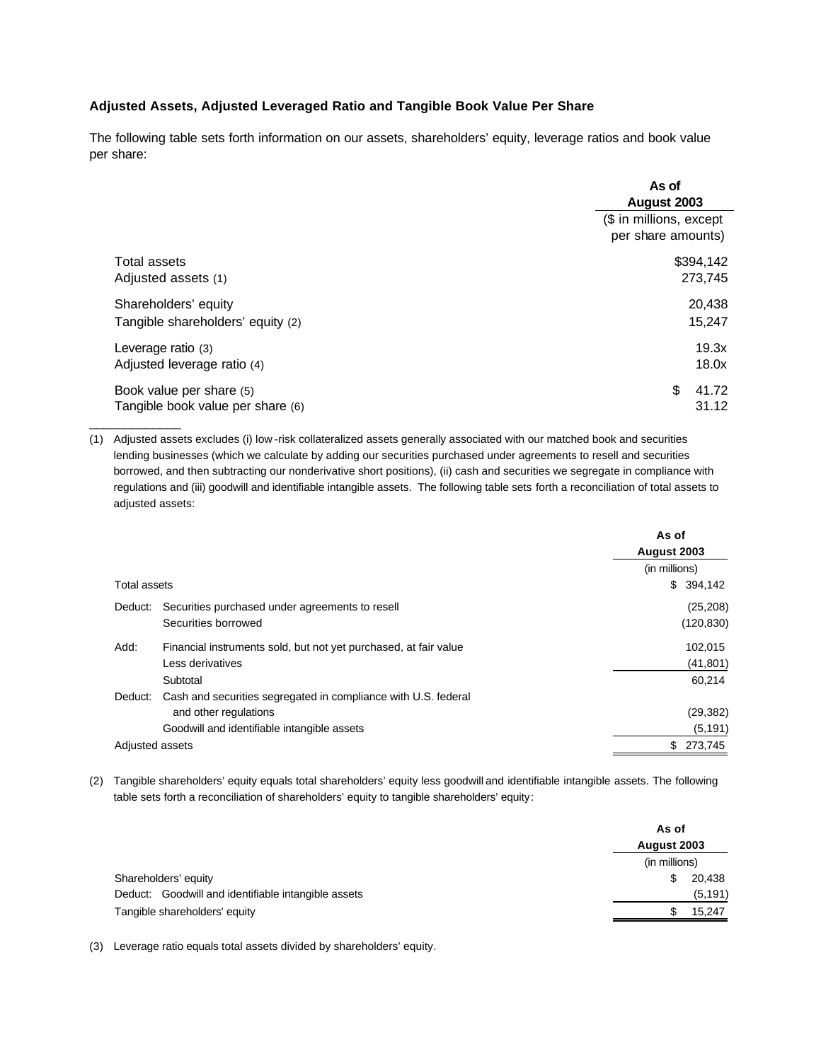### Adjusted Assets, Adjusted Leveraged Ratio and Tangible Book Value Per Share

The following table sets forth information on our assets, shareholders' equity, leverage ratios and book value per share:

| | As of August 2003 |
|---|---|
| | ($ in millions, except per share amounts) |
| Total assets | $394,142 |
| Adjusted assets (1) | 273,745 |
| Shareholders' equity | 20,438 |
| Tangible shareholders' equity (2) | 15,247 |
| Leverage ratio (3) | 19.3x |
| Adjusted leverage ratio (4) | 18.0x |
| Book value per share (5) | $ 41.72 |
| Tangible book value per share (6) | 31.12 |

(1) Adjusted assets excludes (i) low-risk collateralized assets generally associated with our matched book and securities lending businesses (which we calculate by adding our securities purchased under agreements to resell and securities borrowed, and then subtracting our nonderivative short positions), (ii) cash and securities we segregate in compliance with regulations and (iii) goodwill and identifiable intangible assets. The following table sets forth a reconciliation of total assets to adjusted assets:

| | | As of August 2003 |
|---|---|---|
| | | (in millions) |
| Total assets | | $ 394,142 |
| Deduct: | Securities purchased under agreements to resell | (25,208) |
| | Securities borrowed | (120,830) |
| Add: | Financial instruments sold, but not yet purchased, at fair value | 102,015 |
| | Less derivatives | (41,801) |
| | Subtotal | 60,214 |
| Deduct: | Cash and securities segregated in compliance with U.S. federal and other regulations | (29,382) |
| | Goodwill and identifiable intangible assets | (5,191) |
| Adjusted assets | | $ 273,745 |

(2) Tangible shareholders' equity equals total shareholders' equity less goodwill and identifiable intangible assets. The following table sets forth a reconciliation of shareholders' equity to tangible shareholders' equity:

| | As of August 2003 |
|---|---|
| | (in millions) |
| Shareholders' equity | $ 20,438 |
| Deduct: Goodwill and identifiable intangible assets | (5,191) |
| Tangible shareholders' equity | $ 15,247 |

(3) Leverage ratio equals total assets divided by shareholders' equity.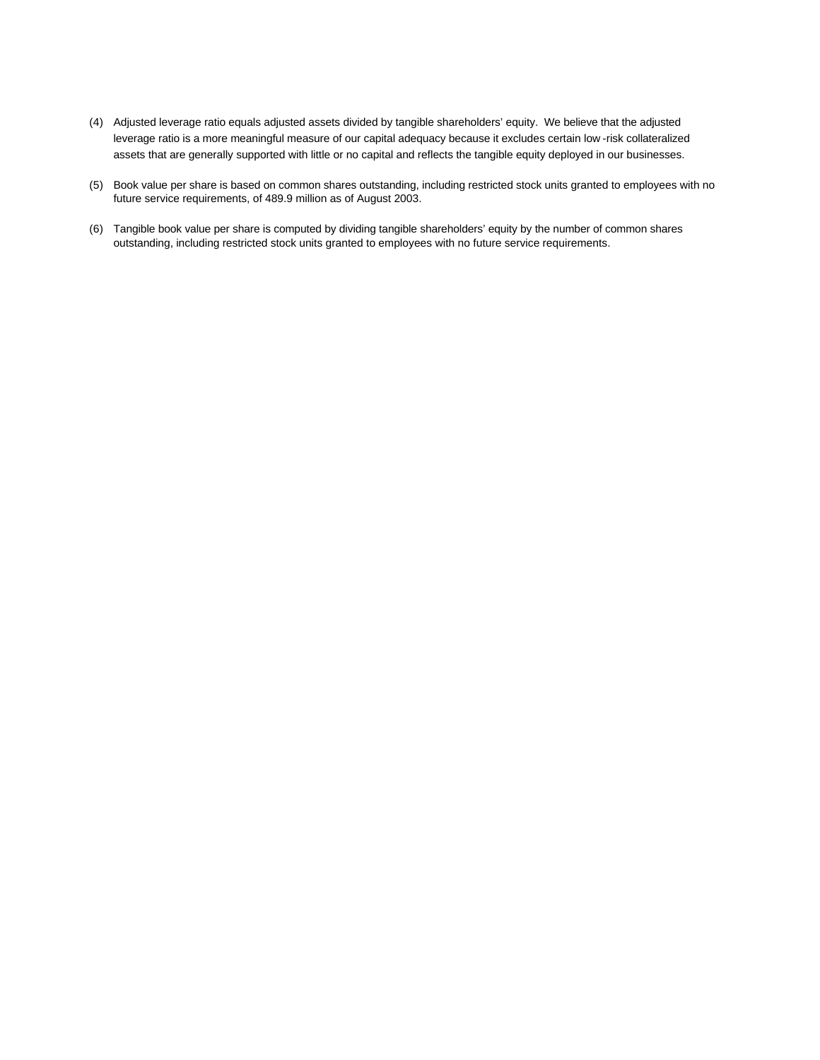(4) Adjusted leverage ratio equals adjusted assets divided by tangible shareholders' equity. We believe that the adjusted leverage ratio is a more meaningful measure of our capital adequacy because it excludes certain low-risk collateralized assets that are generally supported with little or no capital and reflects the tangible equity deployed in our businesses.

(5) Book value per share is based on common shares outstanding, including restricted stock units granted to employees with no future service requirements, of 489.9 million as of August 2003.

(6) Tangible book value per share is computed by dividing tangible shareholders' equity by the number of common shares outstanding, including restricted stock units granted to employees with no future service requirements.